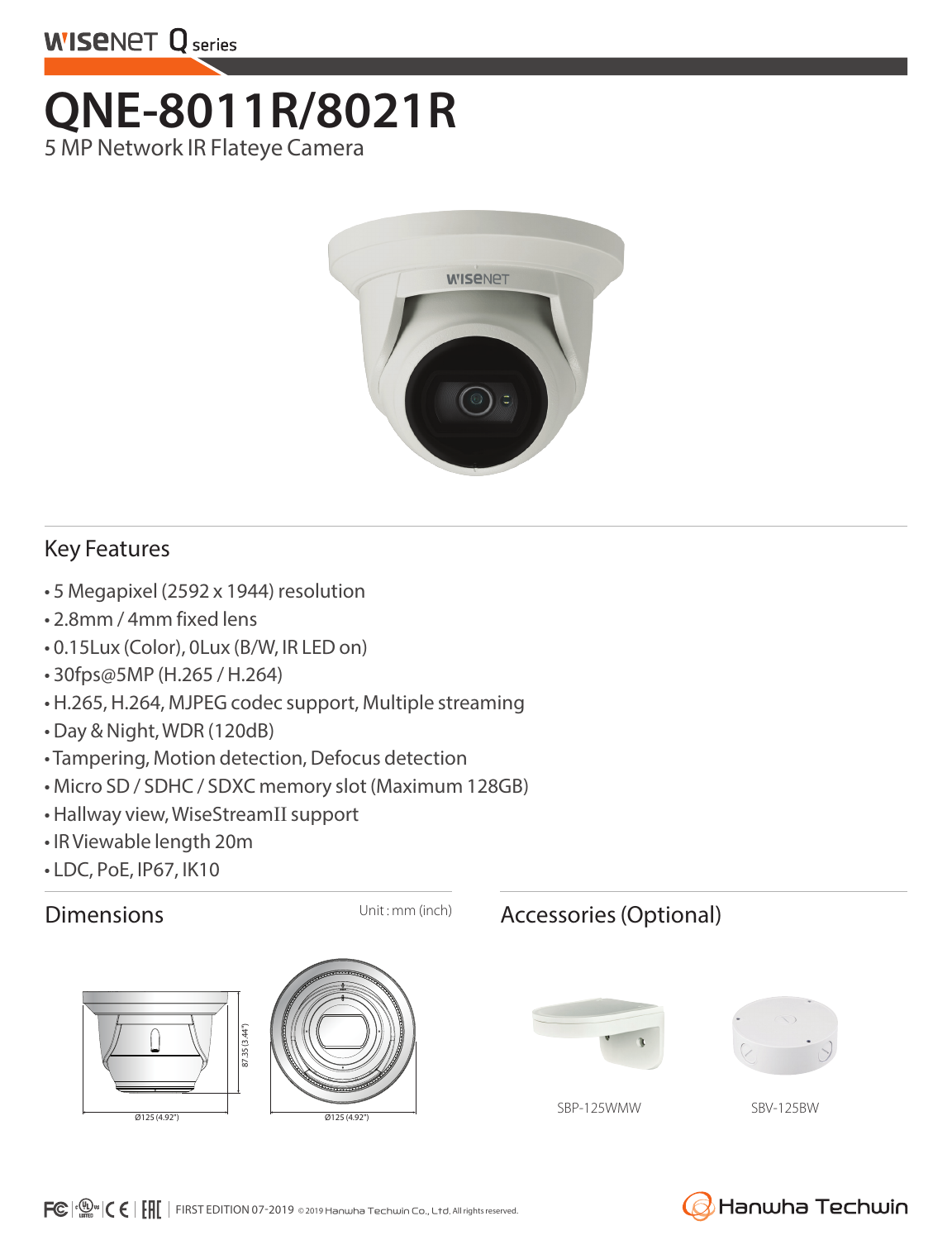WISENET Q series

# QNE-8011R/8021R

5 MP Network IR Flateye Camera

## Key Features

- 5 Megapixel (2592 x 1944) resolution
- 2.8mm / 4mm fixed lens
- 0.15Lux (Color), 0Lux (B/W, IR LED on)
- 30fps@5MP (H.265 / H.264)
- H.265, H.264, MJPEG codec support, Multiple streaming
- Day & Night, WDR (120dB)
- Tampering, Motion detection, Defocus detection
- Micro SD / SDHC / SDXC memory slot (Maximum 128GB)
- Hallway view, WiseStreamII support
- IR Viewable length 20m
- LDC, PoE, IP67, IK10

## Dimensions

Unit : mm (inch)

87.35 (3.44")

Ø125 (4.92")

Ø125 (4.92")

## Accessories (Optional)

SBP-125WMW

SBV-125BW

FIRST EDITION 07-2019 © 2019 Hanwha Techwin Co., Ltd. All rights reserved.

Hanwha Techwin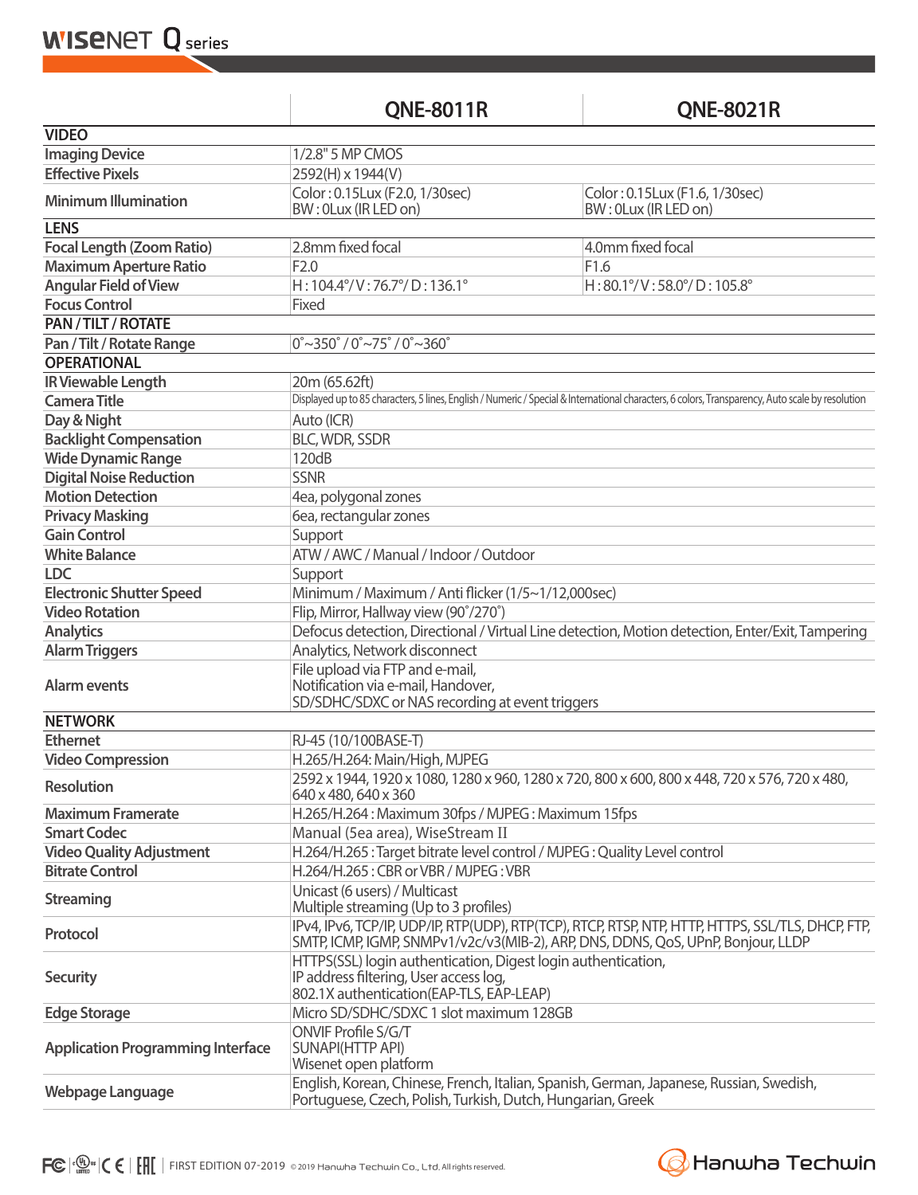| | QNE-8011R | QNE-8021R |
|---|---|---|
| **VIDEO** | | |
| **Imaging Device** | 1/2.8" 5 MP CMOS | |
| **Effective Pixels** | 2592(H) x 1944(V) | |
| **Minimum Illumination** | Color : 0.15Lux (F2.0, 1/30sec)<br>BW : 0Lux (IR LED on) | Color : 0.15Lux (F1.6, 1/30sec)<br>BW : 0Lux (IR LED on) |
| **LENS** | | |
| **Focal Length (Zoom Ratio)** | 2.8mm fixed focal | 4.0mm fixed focal |
| **Maximum Aperture Ratio** | F2.0 | F1.6 |
| **Angular Field of View** | H : 104.4°/ V : 76.7°/ D : 136.1° | H : 80.1°/ V : 58.0°/ D : 105.8° |
| **Focus Control** | Fixed | |
| **PAN / TILT / ROTATE** | | |
| **Pan / Tilt / Rotate Range** | 0˚~350˚ / 0˚~75˚ / 0˚~360˚ | |
| **OPERATIONAL** | | |
| **IR Viewable Length** | 20m (65.62ft) | |
| **Camera Title** | Displayed up to 85 characters, 5 lines, English / Numeric / Special & International characters, 6 colors, Transparency, Auto scale by resolution | |
| **Day & Night** | Auto (ICR) | |
| **Backlight Compensation** | BLC, WDR, SSDR | |
| **Wide Dynamic Range** | 120dB | |
| **Digital Noise Reduction** | SSNR | |
| **Motion Detection** | 4ea, polygonal zones | |
| **Privacy Masking** | 6ea, rectangular zones | |
| **Gain Control** | Support | |
| **White Balance** | ATW / AWC / Manual / Indoor / Outdoor | |
| **LDC** | Support | |
| **Electronic Shutter Speed** | Minimum / Maximum / Anti flicker (1/5~1/12,000sec) | |
| **Video Rotation** | Flip, Mirror, Hallway view (90˚/270˚) | |
| **Analytics** | Defocus detection, Directional / Virtual Line detection, Motion detection, Enter/Exit, Tampering | |
| **Alarm Triggers** | Analytics, Network disconnect | |
| **Alarm events** | File upload via FTP and e-mail,<br>Notification via e-mail, Handover,<br>SD/SDHC/SDXC or NAS recording at event triggers | |
| **NETWORK** | | |
| **Ethernet** | RJ-45 (10/100BASE-T) | |
| **Video Compression** | H.265/H.264: Main/High, MJPEG | |
| **Resolution** | 2592 x 1944, 1920 x 1080, 1280 x 960, 1280 x 720, 800 x 600, 800 x 448, 720 x 576, 720 x 480, 640 x 480, 640 x 360 | |
| **Maximum Framerate** | H.265/H.264 : Maximum 30fps / MJPEG : Maximum 15fps | |
| **Smart Codec** | Manual (5ea area), WiseStream II | |
| **Video Quality Adjustment** | H.264/H.265 : Target bitrate level control / MJPEG : Quality Level control | |
| **Bitrate Control** | H.264/H.265 : CBR or VBR / MJPEG : VBR | |
| **Streaming** | Unicast (6 users) / Multicast<br>Multiple streaming (Up to 3 profiles) | |
| **Protocol** | IPv4, IPv6, TCP/IP, UDP/IP, RTP(UDP), RTP(TCP), RTCP, RTSP, NTP, HTTP, HTTPS, SSL/TLS, DHCP, FTP, SMTP, ICMP, IGMP, SNMPv1/v2c/v3(MIB-2), ARP, DNS, DDNS, QoS, UPnP, Bonjour, LLDP | |
| **Security** | HTTPS(SSL) login authentication, Digest login authentication,<br>IP address filtering, User access log,<br>802.1X authentication(EAP-TLS, EAP-LEAP) | |
| **Edge Storage** | Micro SD/SDHC/SDXC 1 slot maximum 128GB | |
| **Application Programming Interface** | ONVIF Profile S/G/T<br>SUNAPI(HTTP API)<br>Wisenet open platform | |
| **Webpage Language** | English, Korean, Chinese, French, Italian, Spanish, German, Japanese, Russian, Swedish, Portuguese, Czech, Polish, Turkish, Dutch, Hungarian, Greek | |

FIRST EDITION 07-2019 © 2019 Hanwha Techwin Co., Ltd. All rights reserved.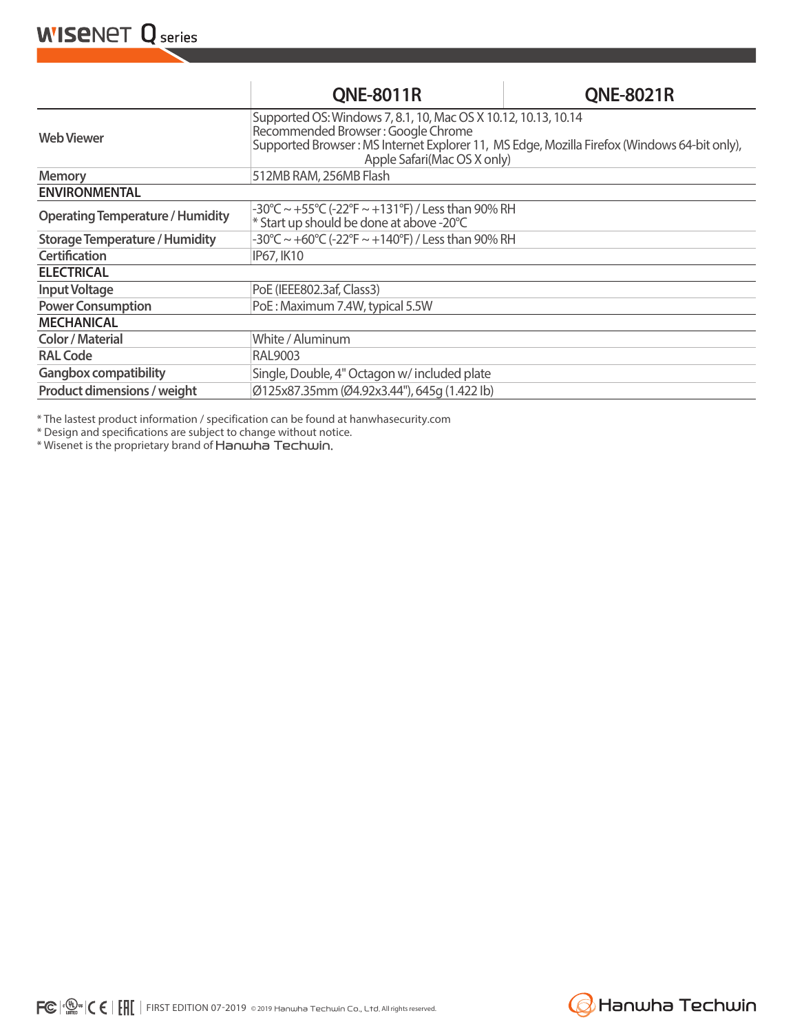| | QNE-8011R | QNE-8021R |
|---|---|---|
| Web Viewer | Supported OS: Windows 7, 8.1, 10, Mac OS X 10.12, 10.13, 10.14<br>Recommended Browser : Google Chrome<br>Supported Browser : MS Internet Explorer 11, MS Edge, Mozilla Firefox (Windows 64-bit only), Apple Safari(Mac OS X only) | |
| Memory | 512MB RAM, 256MB Flash | |
| **ENVIRONMENTAL** | | |
| Operating Temperature / Humidity | -30°C ~ +55°C (-22°F ~ +131°F) / Less than 90% RH<br>* Start up should be done at above -20°C | |
| Storage Temperature / Humidity | -30°C ~ +60°C (-22°F ~ +140°F) / Less than 90% RH | |
| Certification | IP67, IK10 | |
| **ELECTRICAL** | | |
| Input Voltage | PoE (IEEE802.3af, Class3) | |
| Power Consumption | PoE : Maximum 7.4W, typical 5.5W | |
| **MECHANICAL** | | |
| Color / Material | White / Aluminum | |
| RAL Code | RAL9003 | |
| Gangbox compatibility | Single, Double, 4" Octagon w/ included plate | |
| Product dimensions / weight | Ø125x87.35mm (Ø4.92x3.44"), 645g (1.422 lb) | |

* The lastest product information / specification can be found at hanwhasecurity.com
* Design and specifications are subject to change without notice.
* Wisenet is the proprietary brand of Hanwha Techwin.

FIRST EDITION 07-2019 © 2019 Hanwha Techwin Co., Ltd. All rights reserved.

Hanwha Techwin